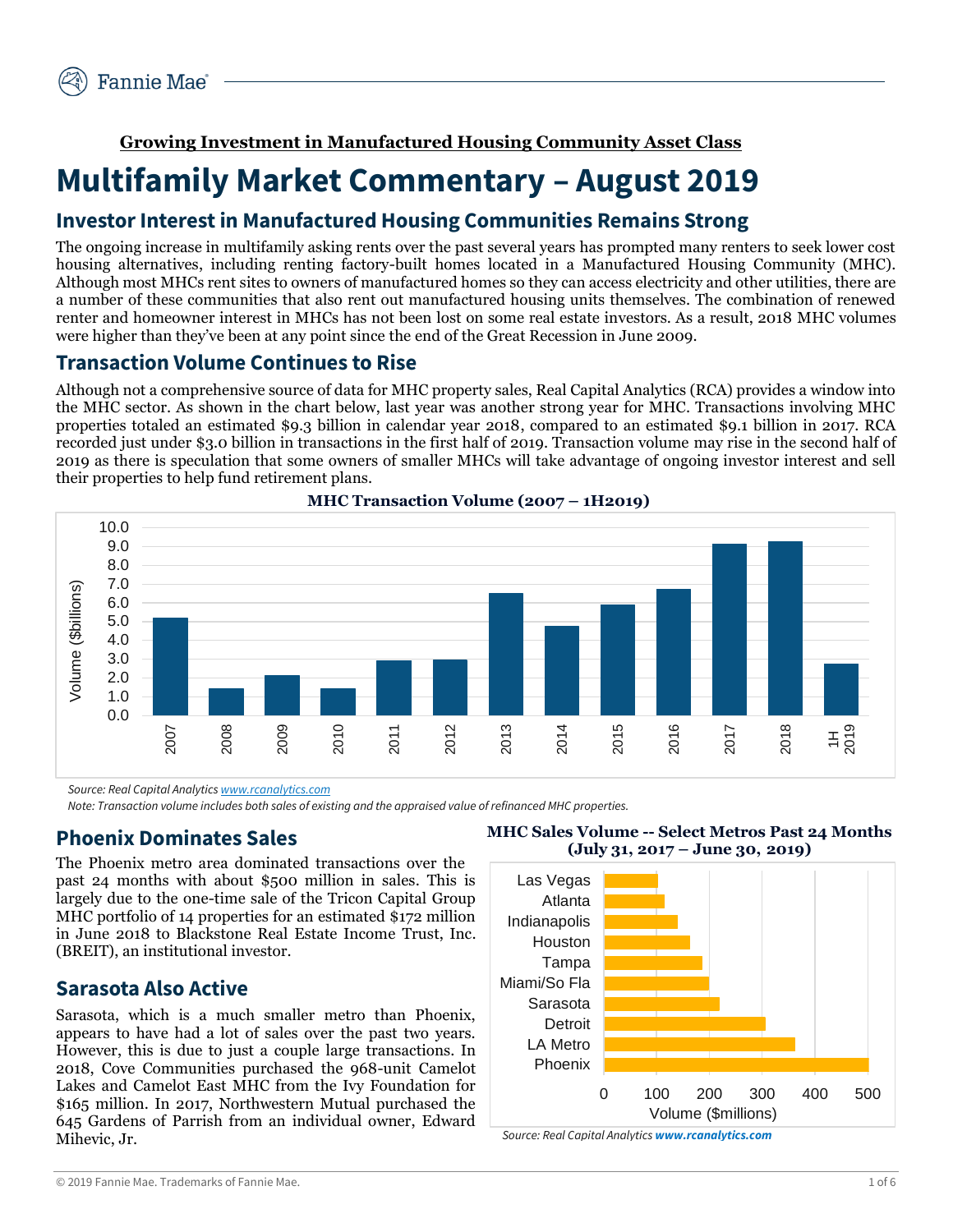**Growing Investment in Manufactured Housing Community Asset Class**

# Multifamily Market Commentary – August 2019

## Investor Interest in Manufactured Housing Communities Remains Strong

The ongoing increase in multifamily asking rents over the past several years has prompted many renters to seek lower cost housing alternatives, including renting factory-built homes located in a Manufactured Housing Community (MHC). Although most MHCs rent sites to owners of manufactured homes so they can access electricity and other utilities, there are a number of these communities that also rent out manufactured housing units themselves. The combination of renewed renter and homeowner interest in MHCs has not been lost on some real estate investors. As a result, 2018 MHC volumes were higher than they've been at any point since the end of the Great Recession in June 2009.

## Transaction Volume Continues to Rise

Although not a comprehensive source of data for MHC property sales, Real Capital Analytics (RCA) provides a window into the MHC sector. As shown in the chart below, last year was another strong year for MHC. Transactions involving MHC properties totaled an estimated $9.3 billion in calendar year 2018, compared to an estimated $9.1 billion in 2017. RCA recorded just under $3.0 billion in transactions in the first half of 2019. Transaction volume may rise in the second half of 2019 as there is speculation that some owners of smaller MHCs will take advantage of ongoing investor interest and sell their properties to help fund retirement plans.

**MHC Transaction Volume (2007 – 1H2019)**

*Source: Real Capital Analytics www.rcanalytics.com*

*Note: Transaction volume includes both sales of existing and the appraised value of refinanced MHC properties.*

## Phoenix Dominates Sales

The Phoenix metro area dominated transactions over the past 24 months with about $500 million in sales. This is largely due to the one-time sale of the Tricon Capital Group MHC portfolio of 14 properties for an estimated $172 million in June 2018 to Blackstone Real Estate Income Trust, Inc. (BREIT), an institutional investor.

## Sarasota Also Active

Sarasota, which is a much smaller metro than Phoenix, appears to have had a lot of sales over the past two years. However, this is due to just a couple large transactions. In 2018, Cove Communities purchased the 968-unit Camelot Lakes and Camelot East MHC from the Ivy Foundation for $165 million. In 2017, Northwestern Mutual purchased the 645 Gardens of Parrish from an individual owner, Edward Mihevic, Jr.

**MHC Sales Volume -- Select Metros Past 24 Months (July 31, 2017 – June 30, 2019)**

*Source: Real Capital Analytics www.rcanalytics.com*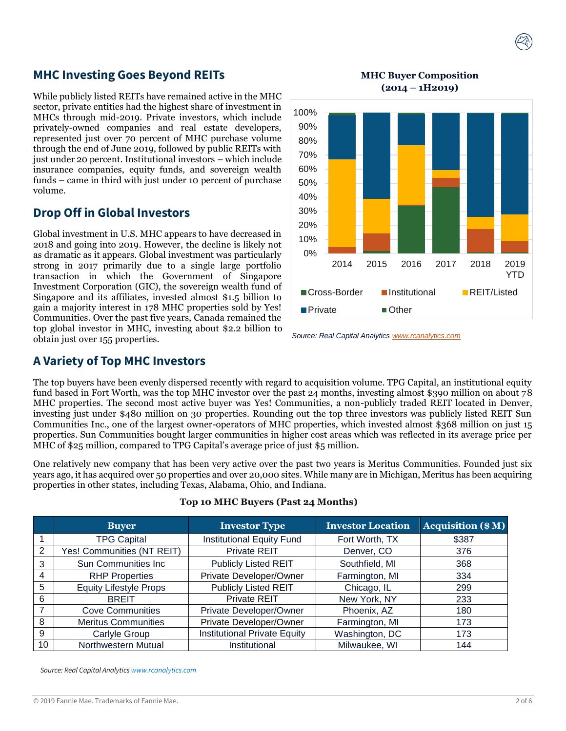## MHC Investing Goes Beyond REITs

While publicly listed REITs have remained active in the MHC sector, private entities had the highest share of investment in MHCs through mid-2019. Private investors, which include privately-owned companies and real estate developers, represented just over 70 percent of MHC purchase volume through the end of June 2019, followed by public REITs with just under 20 percent. Institutional investors – which include insurance companies, equity funds, and sovereign wealth funds – came in third with just under 10 percent of purchase volume.

## Drop Off in Global Investors

Global investment in U.S. MHC appears to have decreased in 2018 and going into 2019. However, the decline is likely not as dramatic as it appears. Global investment was particularly strong in 2017 primarily due to a single large portfolio transaction in which the Government of Singapore Investment Corporation (GIC), the sovereign wealth fund of Singapore and its affiliates, invested almost $1.5 billion to gain a majority interest in 178 MHC properties sold by Yes! Communities. Over the past five years, Canada remained the top global investor in MHC, investing about $2.2 billion to obtain just over 155 properties.

**MHC Buyer Composition (2014 – 1H2019)**

Legend: Cross-Border, Institutional, REIT/Listed, Private, Other (years: 2014, 2015, 2016, 2017, 2018, 2019 YTD)

*Source: Real Capital Analytics www.rcanalytics.com*

## A Variety of Top MHC Investors

The top buyers have been evenly dispersed recently with regard to acquisition volume. TPG Capital, an institutional equity fund based in Fort Worth, was the top MHC investor over the past 24 months, investing almost $390 million on about 78 MHC properties. The second most active buyer was Yes! Communities, a non-publicly traded REIT located in Denver, investing just under $480 million on 30 properties. Rounding out the top three investors was publicly listed REIT Sun Communities Inc., one of the largest owner-operators of MHC properties, which invested almost $368 million on just 15 properties. Sun Communities bought larger communities in higher cost areas which was reflected in its average price per MHC of $25 million, compared to TPG Capital's average price of just $5 million.

One relatively new company that has been very active over the past two years is Meritus Communities. Founded just six years ago, it has acquired over 50 properties and over 20,000 sites. While many are in Michigan, Meritus has been acquiring properties in other states, including Texas, Alabama, Ohio, and Indiana.

**Top 10 MHC Buyers (Past 24 Months)**

| | Buyer | Investor Type | Investor Location | Acquisition ($ M) |
|---|---|---|---|---|
| 1 | TPG Capital | Institutional Equity Fund | Fort Worth, TX | $387 |
| 2 | Yes! Communities (NT REIT) | Private REIT | Denver, CO | 376 |
| 3 | Sun Communities Inc | Publicly Listed REIT | Southfield, MI | 368 |
| 4 | RHP Properties | Private Developer/Owner | Farmington, MI | 334 |
| 5 | Equity Lifestyle Props | Publicly Listed REIT | Chicago, IL | 299 |
| 6 | BREIT | Private REIT | New York, NY | 233 |
| 7 | Cove Communities | Private Developer/Owner | Phoenix, AZ | 180 |
| 8 | Meritus Communities | Private Developer/Owner | Farmington, MI | 173 |
| 9 | Carlyle Group | Institutional Private Equity | Washington, DC | 173 |
| 10 | Northwestern Mutual | Institutional | Milwaukee, WI | 144 |

*Source: Real Capital Analytics www.rcanalytics.com*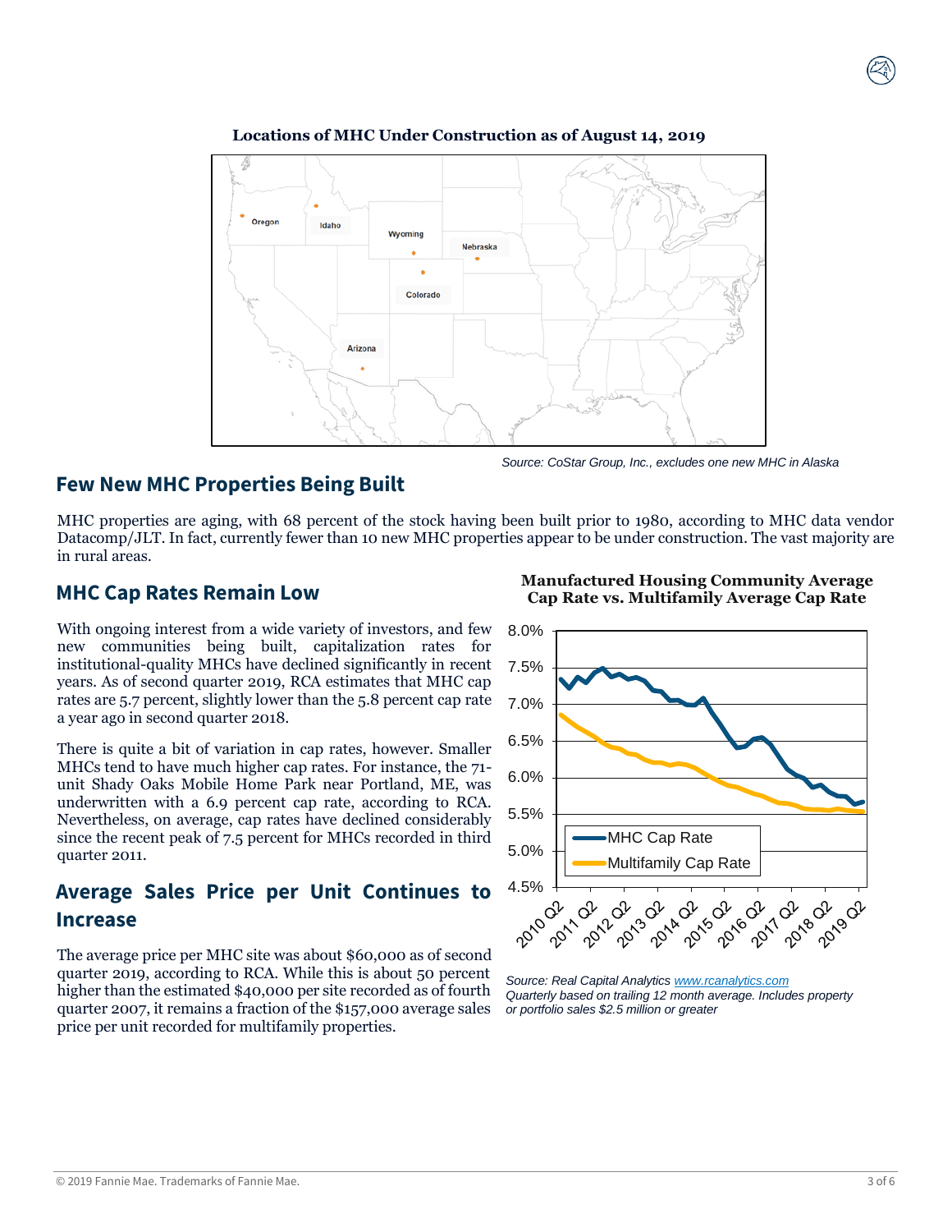**Locations of MHC Under Construction as of August 14, 2019**

Oregon

Idaho

Wyoming

Nebraska

Colorado

Arizona

*Source: CoStar Group, Inc., excludes one new MHC in Alaska*

## Few New MHC Properties Being Built

MHC properties are aging, with 68 percent of the stock having been built prior to 1980, according to MHC data vendor Datacomp/JLT. In fact, currently fewer than 10 new MHC properties appear to be under construction. The vast majority are in rural areas.

## MHC Cap Rates Remain Low

With ongoing interest from a wide variety of investors, and few new communities being built, capitalization rates for institutional-quality MHCs have declined significantly in recent years. As of second quarter 2019, RCA estimates that MHC cap rates are 5.7 percent, slightly lower than the 5.8 percent cap rate a year ago in second quarter 2018.

There is quite a bit of variation in cap rates, however. Smaller MHCs tend to have much higher cap rates. For instance, the 71-unit Shady Oaks Mobile Home Park near Portland, ME, was underwritten with a 6.9 percent cap rate, according to RCA. Nevertheless, on average, cap rates have declined considerably since the recent peak of 7.5 percent for MHCs recorded in third quarter 2011.

## Average Sales Price per Unit Continues to Increase

The average price per MHC site was about $60,000 as of second quarter 2019, according to RCA. While this is about 50 percent higher than the estimated $40,000 per site recorded as of fourth quarter 2007, it remains a fraction of the $157,000 average sales price per unit recorded for multifamily properties.

**Manufactured Housing Community Average Cap Rate vs. Multifamily Average Cap Rate**

*Source: Real Capital Analytics www.rcanalytics.com*
*Quarterly based on trailing 12 month average. Includes property or portfolio sales $2.5 million or greater*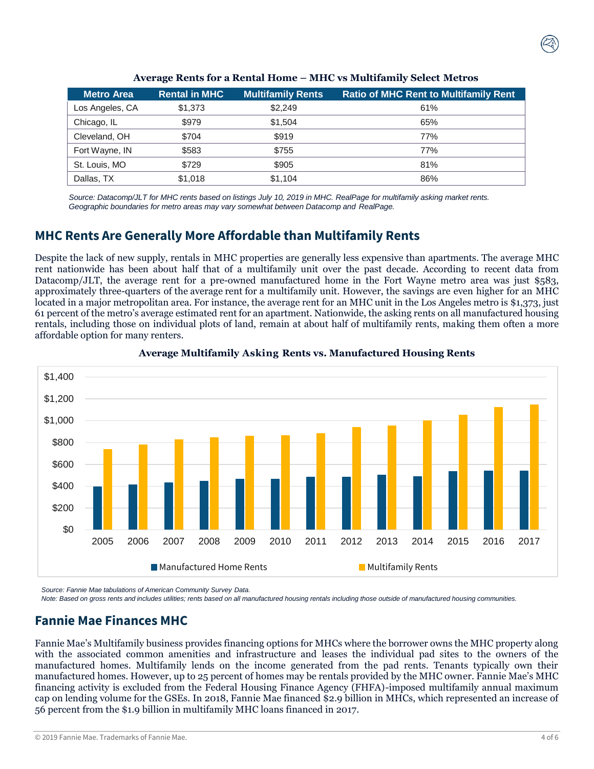**Average Rents for a Rental Home – MHC vs Multifamily Select Metros**

| Metro Area | Rental in MHC | Multifamily Rents | Ratio of MHC Rent to Multifamily Rent |
|---|---|---|---|
| Los Angeles, CA | $1,373 | $2,249 | 61% |
| Chicago, IL | $979 | $1,504 | 65% |
| Cleveland, OH | $704 | $919 | 77% |
| Fort Wayne, IN | $583 | $755 | 77% |
| St. Louis, MO | $729 | $905 | 81% |
| Dallas, TX | $1,018 | $1,104 | 86% |

*Source: Datacomp/JLT for MHC rents based on listings July 10, 2019 in MHC. RealPage for multifamily asking market rents. Geographic boundaries for metro areas may vary somewhat between Datacomp and RealPage.*

## MHC Rents Are Generally More Affordable than Multifamily Rents

Despite the lack of new supply, rentals in MHC properties are generally less expensive than apartments. The average MHC rent nationwide has been about half that of a multifamily unit over the past decade. According to recent data from Datacomp/JLT, the average rent for a pre-owned manufactured home in the Fort Wayne metro area was just $583, approximately three-quarters of the average rent for a multifamily unit. However, the savings are even higher for an MHC located in a major metropolitan area. For instance, the average rent for an MHC unit in the Los Angeles metro is $1,373, just 61 percent of the metro's average estimated rent for an apartment. Nationwide, the asking rents on all manufactured housing rentals, including those on individual plots of land, remain at about half of multifamily rents, making them often a more affordable option for many renters.

**Average Multifamily Asking Rents vs. Manufactured Housing Rents**

| Year | Manufactured Home Rents | Multifamily Rents |
|---|---|---|
| 2005 | ~$395 | ~$740 |
| 2006 | ~$415 | ~$780 |
| 2007 | ~$435 | ~$825 |
| 2008 | ~$450 | ~$845 |
| 2009 | ~$465 | ~$860 |
| 2010 | ~$465 | ~$865 |
| 2011 | ~$485 | ~$885 |
| 2012 | ~$485 | ~$940 |
| 2013 | ~$505 | ~$955 |
| 2014 | ~$490 | ~$1,000 |
| 2015 | ~$535 | ~$1,055 |
| 2016 | ~$540 | ~$1,125 |
| 2017 | ~$540 | ~$1,145 |

*Source: Fannie Mae tabulations of American Community Survey Data.*
*Note: Based on gross rents and includes utilities; rents based on all manufactured housing rentals including those outside of manufactured housing communities.*

## Fannie Mae Finances MHC

Fannie Mae's Multifamily business provides financing options for MHCs where the borrower owns the MHC property along with the associated common amenities and infrastructure and leases the individual pad sites to the owners of the manufactured homes. Multifamily lends on the income generated from the pad rents. Tenants typically own their manufactured homes. However, up to 25 percent of homes may be rentals provided by the MHC owner. Fannie Mae's MHC financing activity is excluded from the Federal Housing Finance Agency (FHFA)-imposed multifamily annual maximum cap on lending volume for the GSEs. In 2018, Fannie Mae financed $2.9 billion in MHCs, which represented an increase of 56 percent from the $1.9 billion in multifamily MHC loans financed in 2017.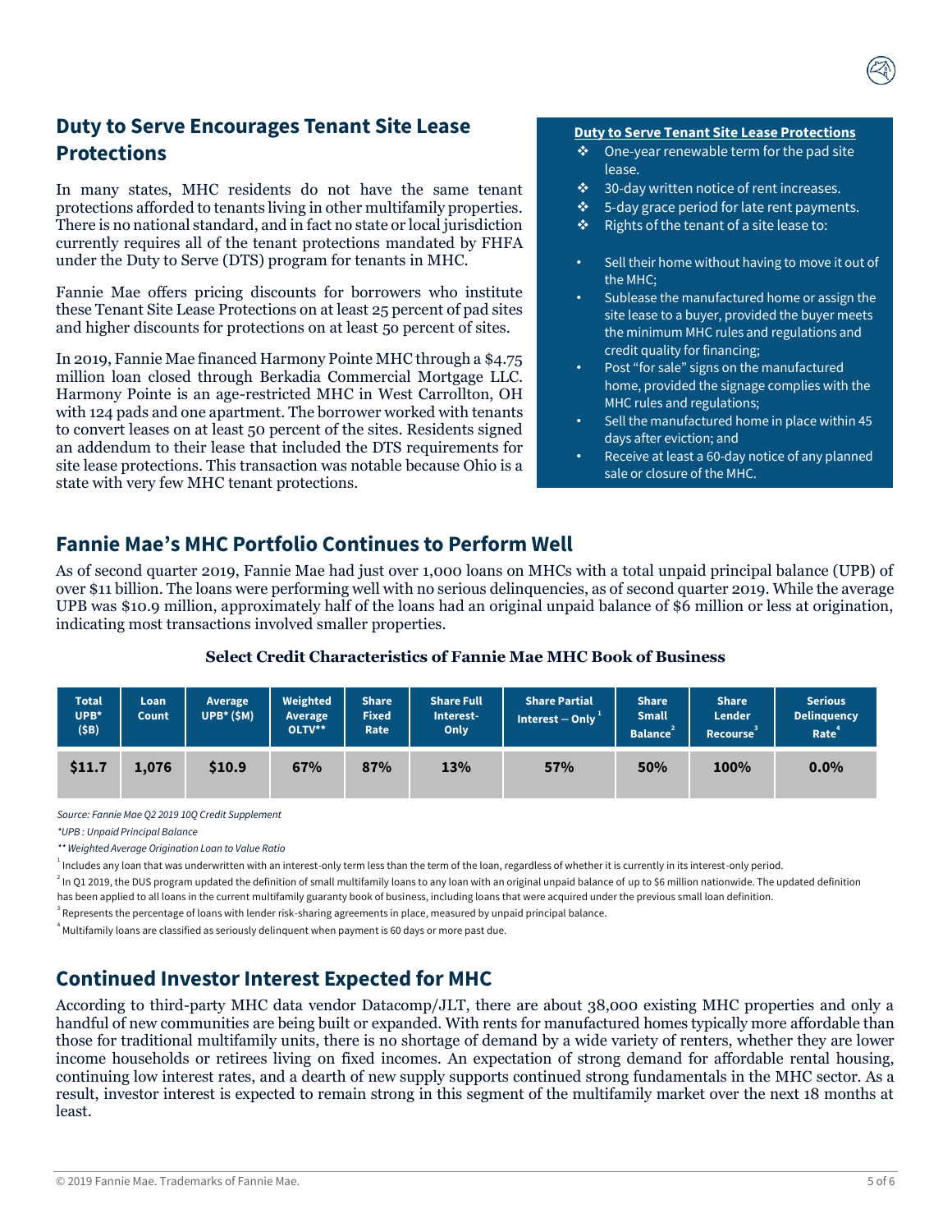## Duty to Serve Encourages Tenant Site Lease Protections

In many states, MHC residents do not have the same tenant protections afforded to tenants living in other multifamily properties. There is no national standard, and in fact no state or local jurisdiction currently requires all of the tenant protections mandated by FHFA under the Duty to Serve (DTS) program for tenants in MHC.

Fannie Mae offers pricing discounts for borrowers who institute these Tenant Site Lease Protections on at least 25 percent of pad sites and higher discounts for protections on at least 50 percent of sites.

In 2019, Fannie Mae financed Harmony Pointe MHC through a $4.75 million loan closed through Berkadia Commercial Mortgage LLC. Harmony Pointe is an age-restricted MHC in West Carrollton, OH with 124 pads and one apartment. The borrower worked with tenants to convert leases on at least 50 percent of the sites. Residents signed an addendum to their lease that included the DTS requirements for site lease protections. This transaction was notable because Ohio is a state with very few MHC tenant protections.

**Duty to Serve Tenant Site Lease Protections**

- One-year renewable term for the pad site lease.
- 30-day written notice of rent increases.
- 5-day grace period for late rent payments.
- Rights of the tenant of a site lease to:
  - Sell their home without having to move it out of the MHC;
  - Sublease the manufactured home or assign the site lease to a buyer, provided the buyer meets the minimum MHC rules and regulations and credit quality for financing;
  - Post "for sale" signs on the manufactured home, provided the signage complies with the MHC rules and regulations;
  - Sell the manufactured home in place within 45 days after eviction; and
  - Receive at least a 60-day notice of any planned sale or closure of the MHC.

## Fannie Mae's MHC Portfolio Continues to Perform Well

As of second quarter 2019, Fannie Mae had just over 1,000 loans on MHCs with a total unpaid principal balance (UPB) of over $11 billion. The loans were performing well with no serious delinquencies, as of second quarter 2019. While the average UPB was $10.9 million, approximately half of the loans had an original unpaid balance of $6 million or less at origination, indicating most transactions involved smaller properties.

**Select Credit Characteristics of Fannie Mae MHC Book of Business**

| Total UPB* ($B) | Loan Count | Average UPB* ($M) | Weighted Average OLTV** | Share Fixed Rate | Share Full Interest-Only | Share Partial Interest – Only[1] | Share Small Balance[2] | Share Lender Recourse[3] | Serious Delinquency Rate[4] |
|---|---|---|---|---|---|---|---|---|---|
| $11.7 | 1,076 | $10.9 | 67% | 87% | 13% | 57% | 50% | 100% | 0.0% |

*Source: Fannie Mae Q2 2019 10Q Credit Supplement*

*\*UPB : Unpaid Principal Balance*

*\*\* Weighted Average Origination Loan to Value Ratio*

[1] Includes any loan that was underwritten with an interest-only term less than the term of the loan, regardless of whether it is currently in its interest-only period.

[2] In Q1 2019, the DUS program updated the definition of small multifamily loans to any loan with an original unpaid balance of up to $6 million nationwide. The updated definition has been applied to all loans in the current multifamily guaranty book of business, including loans that were acquired under the previous small loan definition.

[3] Represents the percentage of loans with lender risk-sharing agreements in place, measured by unpaid principal balance.

[4] Multifamily loans are classified as seriously delinquent when payment is 60 days or more past due.

## Continued Investor Interest Expected for MHC

According to third-party MHC data vendor Datacomp/JLT, there are about 38,000 existing MHC properties and only a handful of new communities are being built or expanded. With rents for manufactured homes typically more affordable than those for traditional multifamily units, there is no shortage of demand by a wide variety of renters, whether they are lower income households or retirees living on fixed incomes. An expectation of strong demand for affordable rental housing, continuing low interest rates, and a dearth of new supply supports continued strong fundamentals in the MHC sector. As a result, investor interest is expected to remain strong in this segment of the multifamily market over the next 18 months at least.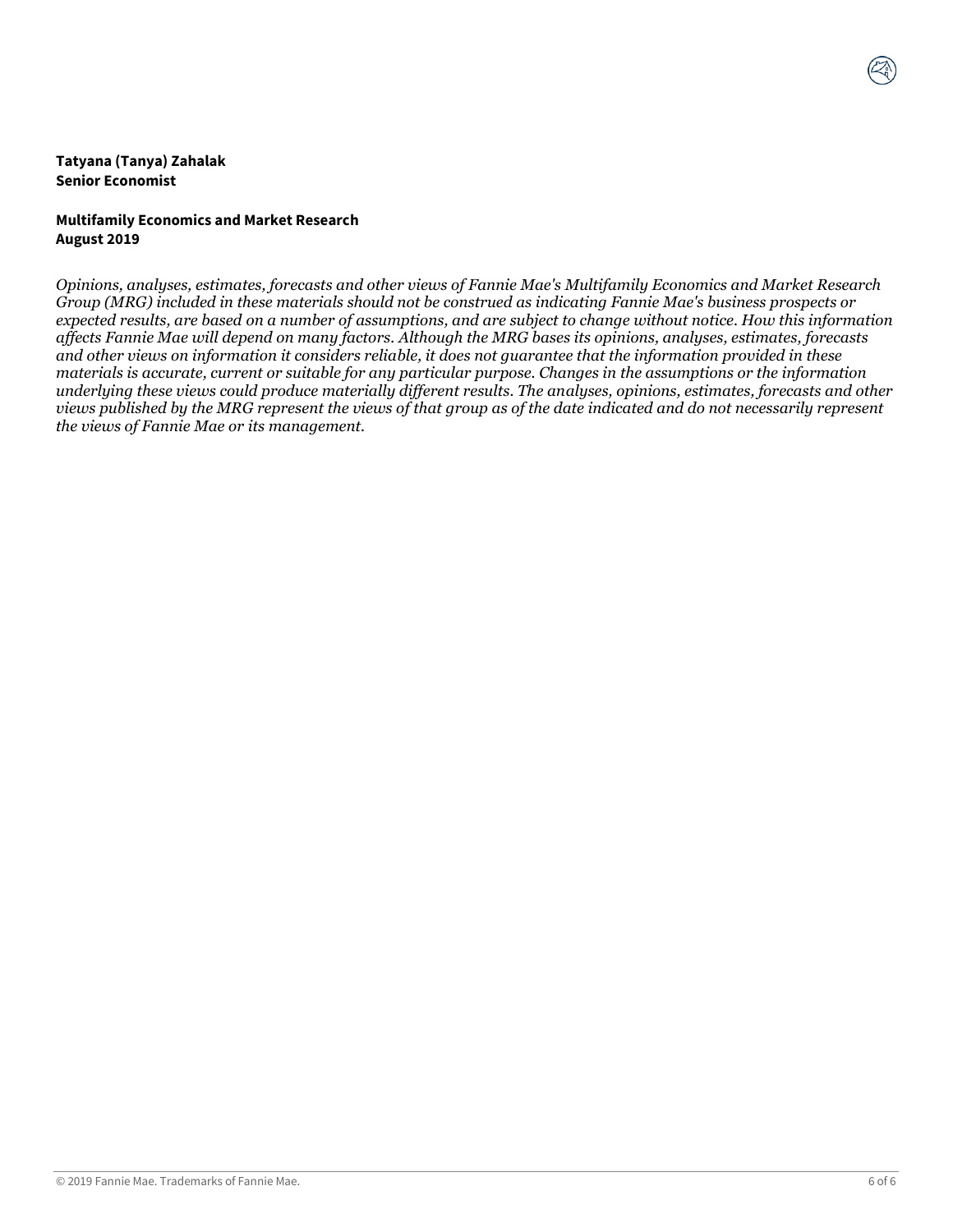**Tatyana (Tanya) Zahalak**
**Senior Economist**

**Multifamily Economics and Market Research**
**August 2019**

*Opinions, analyses, estimates, forecasts and other views of Fannie Mae's Multifamily Economics and Market Research Group (MRG) included in these materials should not be construed as indicating Fannie Mae's business prospects or expected results, are based on a number of assumptions, and are subject to change without notice. How this information affects Fannie Mae will depend on many factors. Although the MRG bases its opinions, analyses, estimates, forecasts and other views on information it considers reliable, it does not guarantee that the information provided in these materials is accurate, current or suitable for any particular purpose. Changes in the assumptions or the information underlying these views could produce materially different results. The analyses, opinions, estimates, forecasts and other views published by the MRG represent the views of that group as of the date indicated and do not necessarily represent the views of Fannie Mae or its management.*

© 2019 Fannie Mae. Trademarks of Fannie Mae.